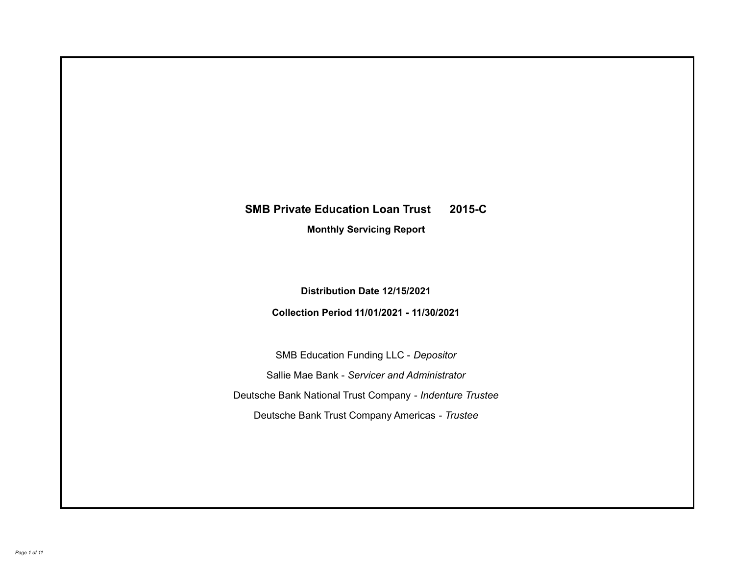# SMB Private Education Loan Trust 2015-C

## Monthly Servicing Report

**Distribution Date 12/15/2021**

**Collection Period 11/01/2021 - 11/30/2021**

SMB Education Funding LLC - *Depositor*

Sallie Mae Bank - *Servicer and Administrator*

Deutsche Bank National Trust Company - *Indenture Trustee*

Deutsche Bank Trust Company Americas - *Trustee*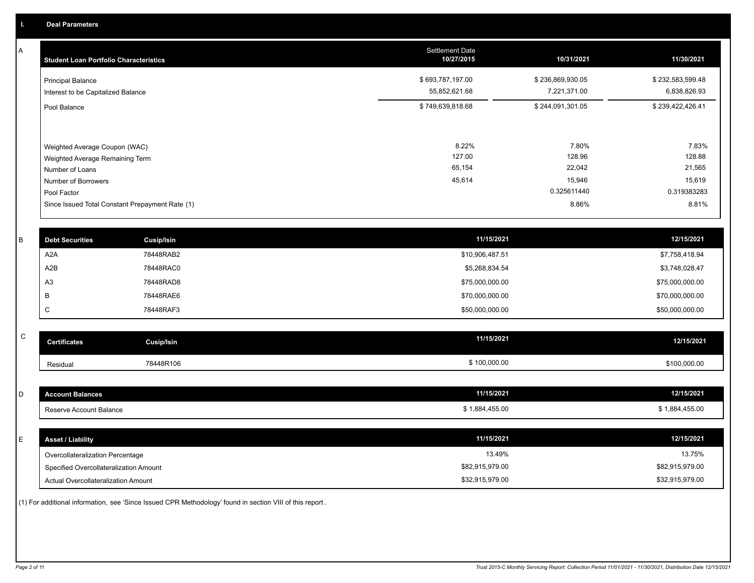## I. Deal Parameters

### A

| Student Loan Portfolio Characteristics | Settlement Date 10/27/2015 | 10/31/2021 | 11/30/2021 |
|---|---|---|---|
| Principal Balance | $ 693,787,197.00 | $ 236,869,930.05 | $ 232,583,599.48 |
| Interest to be Capitalized Balance | 55,852,621.68 | 7,221,371.00 | 6,838,826.93 |
| Pool Balance | $ 749,639,818.68 | $ 244,091,301.05 | $ 239,422,426.41 |
| Weighted Average Coupon (WAC) | 8.22% | 7.80% | 7.83% |
| Weighted Average Remaining Term | 127.00 | 128.96 | 128.88 |
| Number of Loans | 65,154 | 22,042 | 21,565 |
| Number of Borrowers | 45,614 | 15,946 | 15,619 |
| Pool Factor | | 0.325611440 | 0.319383283 |
| Since Issued Total Constant Prepayment Rate (1) | | 8.86% | 8.81% |

### B

| Debt Securities | Cusip/Isin | 11/15/2021 | 12/15/2021 |
|---|---|---|---|
| A2A | 78448RAB2 | $10,906,487.51 | $7,758,418.94 |
| A2B | 78448RAC0 | $5,268,834.54 | $3,748,028.47 |
| A3 | 78448RAD8 | $75,000,000.00 | $75,000,000.00 |
| B | 78448RAE6 | $70,000,000.00 | $70,000,000.00 |
| C | 78448RAF3 | $50,000,000.00 | $50,000,000.00 |

### C

| Certificates | Cusip/Isin | 11/15/2021 | 12/15/2021 |
|---|---|---|---|
| Residual | 78448R106 | $ 100,000.00 | $100,000.00 |

### D

| Account Balances | 11/15/2021 | 12/15/2021 |
|---|---|---|
| Reserve Account Balance | $ 1,884,455.00 | $ 1,884,455.00 |

### E

| Asset / Liability | 11/15/2021 | 12/15/2021 |
|---|---|---|
| Overcollateralization Percentage | 13.49% | 13.75% |
| Specified Overcollateralization Amount | $82,915,979.00 | $82,915,979.00 |
| Actual Overcollateralization Amount | $32,915,979.00 | $32,915,979.00 |

(1) For additional information, see 'Since Issued CPR Methodology' found in section VIII of this report.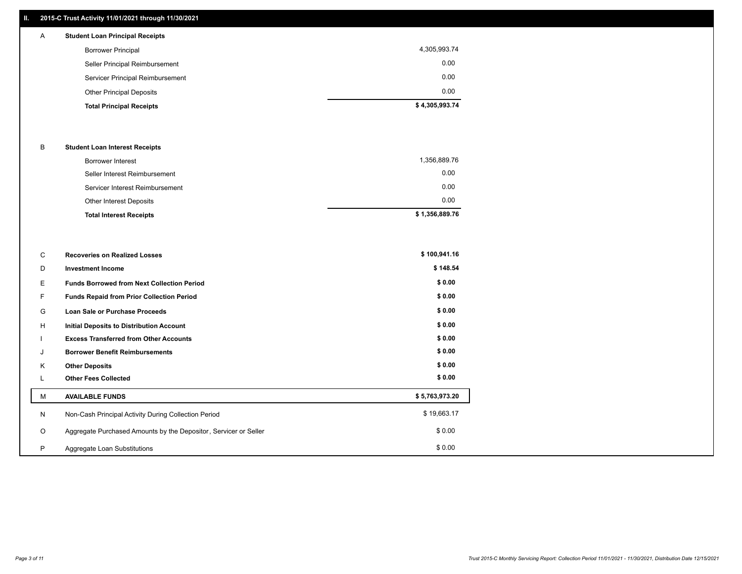## II. 2015-C Trust Activity 11/01/2021 through 11/30/2021

| | | |
|---|---|---|
| A | **Student Loan Principal Receipts** | |
| | Borrower Principal | 4,305,993.74 |
| | Seller Principal Reimbursement | 0.00 |
| | Servicer Principal Reimbursement | 0.00 |
| | Other Principal Deposits | 0.00 |
| | **Total Principal Receipts** | **$ 4,305,993.74** |
| B | **Student Loan Interest Receipts** | |
| | Borrower Interest | 1,356,889.76 |
| | Seller Interest Reimbursement | 0.00 |
| | Servicer Interest Reimbursement | 0.00 |
| | Other Interest Deposits | 0.00 |
| | **Total Interest Receipts** | **$ 1,356,889.76** |
| C | **Recoveries on Realized Losses** | **$ 100,941.16** |
| D | **Investment Income** | **$ 148.54** |
| E | **Funds Borrowed from Next Collection Period** | **$ 0.00** |
| F | **Funds Repaid from Prior Collection Period** | **$ 0.00** |
| G | **Loan Sale or Purchase Proceeds** | **$ 0.00** |
| H | **Initial Deposits to Distribution Account** | **$ 0.00** |
| I | **Excess Transferred from Other Accounts** | **$ 0.00** |
| J | **Borrower Benefit Reimbursements** | **$ 0.00** |
| K | **Other Deposits** | **$ 0.00** |
| L | **Other Fees Collected** | **$ 0.00** |
| M | **AVAILABLE FUNDS** | **$ 5,763,973.20** |
| N | Non-Cash Principal Activity During Collection Period | $ 19,663.17 |
| O | Aggregate Purchased Amounts by the Depositor, Servicer or Seller | $ 0.00 |
| P | Aggregate Loan Substitutions | $ 0.00 |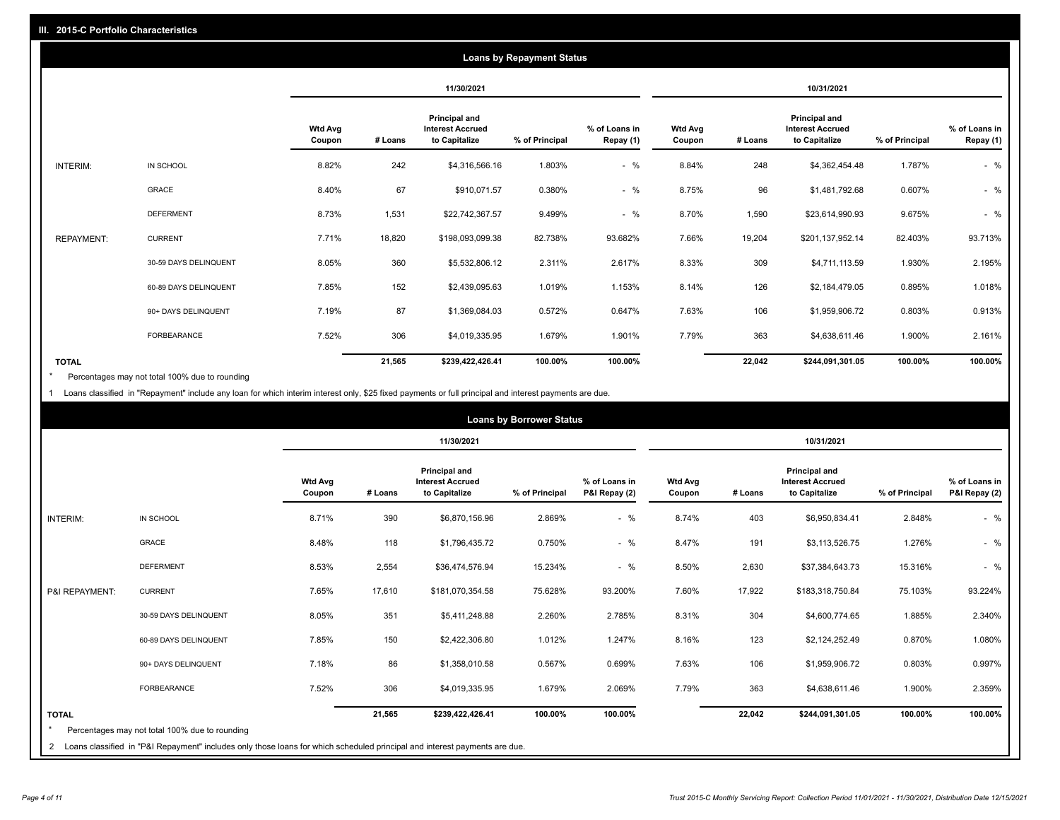## III. 2015-C Portfolio Characteristics

### Loans by Repayment Status

| | | 11/30/2021 | | | | | 10/31/2021 | | | | |
|---|---|---|---|---|---|---|---|---|---|---|---|
| | | Wtd Avg Coupon | # Loans | Principal and Interest Accrued to Capitalize | % of Principal | % of Loans in Repay (1) | Wtd Avg Coupon | # Loans | Principal and Interest Accrued to Capitalize | % of Principal | % of Loans in Repay (1) |
| INTERIM: | IN SCHOOL | 8.82% | 242 | $4,316,566.16 | 1.803% | - % | 8.84% | 248 | $4,362,454.48 | 1.787% | - % |
| | GRACE | 8.40% | 67 | $910,071.57 | 0.380% | - % | 8.75% | 96 | $1,481,792.68 | 0.607% | - % |
| | DEFERMENT | 8.73% | 1,531 | $22,742,367.57 | 9.499% | - % | 8.70% | 1,590 | $23,614,990.93 | 9.675% | - % |
| REPAYMENT: | CURRENT | 7.71% | 18,820 | $198,093,099.38 | 82.738% | 93.682% | 7.66% | 19,204 | $201,137,952.14 | 82.403% | 93.713% |
| | 30-59 DAYS DELINQUENT | 8.05% | 360 | $5,532,806.12 | 2.311% | 2.617% | 8.33% | 309 | $4,711,113.59 | 1.930% | 2.195% |
| | 60-89 DAYS DELINQUENT | 7.85% | 152 | $2,439,095.63 | 1.019% | 1.153% | 8.14% | 126 | $2,184,479.05 | 0.895% | 1.018% |
| | 90+ DAYS DELINQUENT | 7.19% | 87 | $1,369,084.03 | 0.572% | 0.647% | 7.63% | 106 | $1,959,906.72 | 0.803% | 0.913% |
| | FORBEARANCE | 7.52% | 306 | $4,019,335.95 | 1.679% | 1.901% | 7.79% | 363 | $4,638,611.46 | 1.900% | 2.161% |
| TOTAL | | | 21,565 | $239,422,426.41 | 100.00% | 100.00% | | 22,042 | $244,091,301.05 | 100.00% | 100.00% |

\* Percentages may not total 100% due to rounding

1 Loans classified in "Repayment" include any loan for which interim interest only, $25 fixed payments or full principal and interest payments are due.

### Loans by Borrower Status

| | | 11/30/2021 | | | | | 10/31/2021 | | | | |
|---|---|---|---|---|---|---|---|---|---|---|---|
| | | Wtd Avg Coupon | # Loans | Principal and Interest Accrued to Capitalize | % of Principal | % of Loans in P&I Repay (2) | Wtd Avg Coupon | # Loans | Principal and Interest Accrued to Capitalize | % of Principal | % of Loans in P&I Repay (2) |
| INTERIM: | IN SCHOOL | 8.71% | 390 | $6,870,156.96 | 2.869% | - % | 8.74% | 403 | $6,950,834.41 | 2.848% | - % |
| | GRACE | 8.48% | 118 | $1,796,435.72 | 0.750% | - % | 8.47% | 191 | $3,113,526.75 | 1.276% | - % |
| | DEFERMENT | 8.53% | 2,554 | $36,474,576.94 | 15.234% | - % | 8.50% | 2,630 | $37,384,643.73 | 15.316% | - % |
| P&I REPAYMENT: | CURRENT | 7.65% | 17,610 | $181,070,354.58 | 75.628% | 93.200% | 7.60% | 17,922 | $183,318,750.84 | 75.103% | 93.224% |
| | 30-59 DAYS DELINQUENT | 8.05% | 351 | $5,411,248.88 | 2.260% | 2.785% | 8.31% | 304 | $4,600,774.65 | 1.885% | 2.340% |
| | 60-89 DAYS DELINQUENT | 7.85% | 150 | $2,422,306.80 | 1.012% | 1.247% | 8.16% | 123 | $2,124,252.49 | 0.870% | 1.080% |
| | 90+ DAYS DELINQUENT | 7.18% | 86 | $1,358,010.58 | 0.567% | 0.699% | 7.63% | 106 | $1,959,906.72 | 0.803% | 0.997% |
| | FORBEARANCE | 7.52% | 306 | $4,019,335.95 | 1.679% | 2.069% | 7.79% | 363 | $4,638,611.46 | 1.900% | 2.359% |
| TOTAL | | | 21,565 | $239,422,426.41 | 100.00% | 100.00% | | 22,042 | $244,091,301.05 | 100.00% | 100.00% |

\* Percentages may not total 100% due to rounding

2 Loans classified in "P&I Repayment" includes only those loans for which scheduled principal and interest payments are due.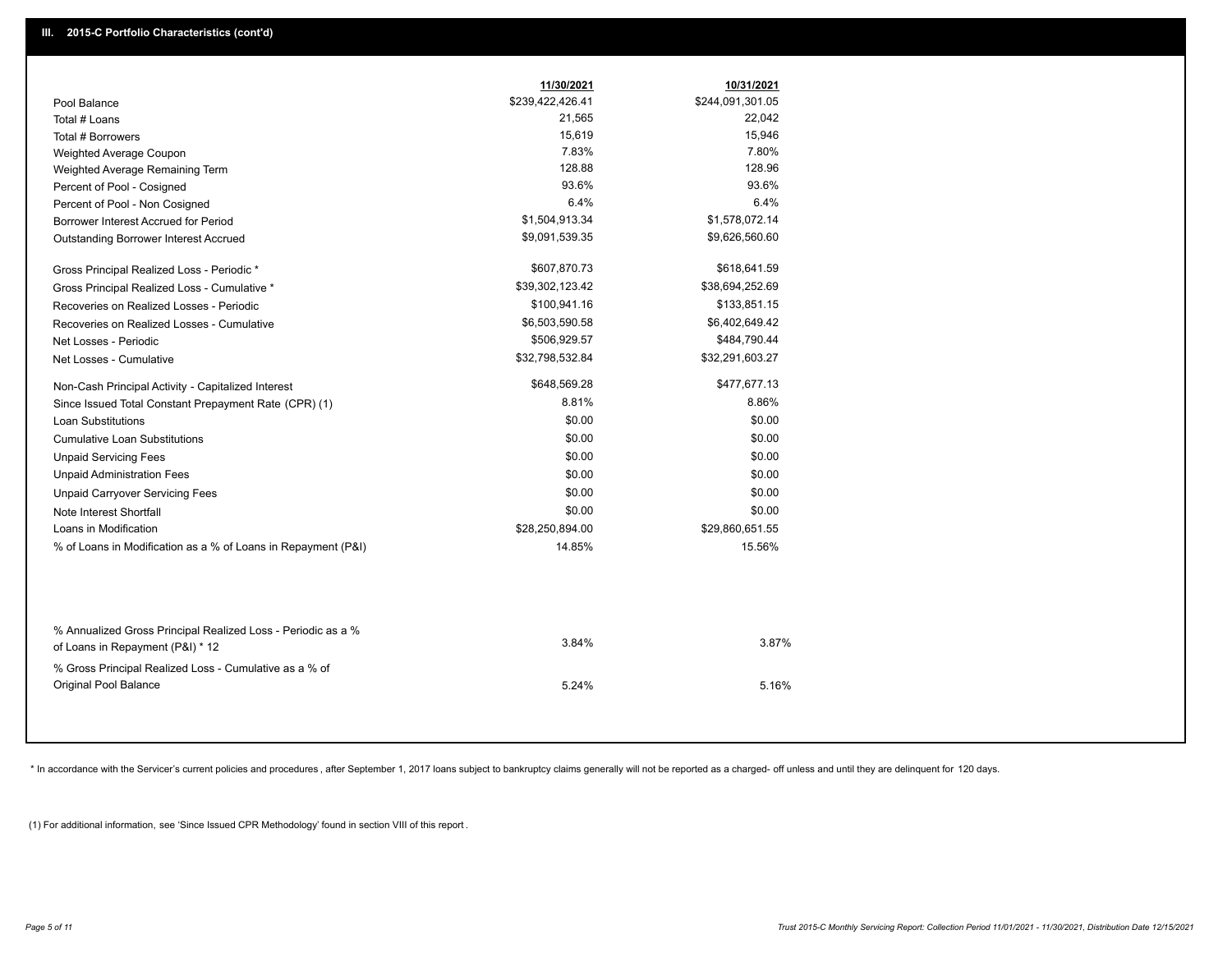## III. 2015-C Portfolio Characteristics (cont'd)

| | 11/30/2021 | 10/31/2021 |
|---|---|---|
| Pool Balance | $239,422,426.41 | $244,091,301.05 |
| Total # Loans | 21,565 | 22,042 |
| Total # Borrowers | 15,619 | 15,946 |
| Weighted Average Coupon | 7.83% | 7.80% |
| Weighted Average Remaining Term | 128.88 | 128.96 |
| Percent of Pool - Cosigned | 93.6% | 93.6% |
| Percent of Pool - Non Cosigned | 6.4% | 6.4% |
| Borrower Interest Accrued for Period | $1,504,913.34 | $1,578,072.14 |
| Outstanding Borrower Interest Accrued | $9,091,539.35 | $9,626,560.60 |
| Gross Principal Realized Loss - Periodic * | $607,870.73 | $618,641.59 |
| Gross Principal Realized Loss - Cumulative * | $39,302,123.42 | $38,694,252.69 |
| Recoveries on Realized Losses - Periodic | $100,941.16 | $133,851.15 |
| Recoveries on Realized Losses - Cumulative | $6,503,590.58 | $6,402,649.42 |
| Net Losses - Periodic | $506,929.57 | $484,790.44 |
| Net Losses - Cumulative | $32,798,532.84 | $32,291,603.27 |
| Non-Cash Principal Activity - Capitalized Interest | $648,569.28 | $477,677.13 |
| Since Issued Total Constant Prepayment Rate (CPR) (1) | 8.81% | 8.86% |
| Loan Substitutions | $0.00 | $0.00 |
| Cumulative Loan Substitutions | $0.00 | $0.00 |
| Unpaid Servicing Fees | $0.00 | $0.00 |
| Unpaid Administration Fees | $0.00 | $0.00 |
| Unpaid Carryover Servicing Fees | $0.00 | $0.00 |
| Note Interest Shortfall | $0.00 | $0.00 |
| Loans in Modification | $28,250,894.00 | $29,860,651.55 |
| % of Loans in Modification as a % of Loans in Repayment (P&I) | 14.85% | 15.56% |
| % Annualized Gross Principal Realized Loss - Periodic as a % of Loans in Repayment (P&I) * 12 | 3.84% | 3.87% |
| % Gross Principal Realized Loss - Cumulative as a % of Original Pool Balance | 5.24% | 5.16% |

* In accordance with the Servicer's current policies and procedures , after September 1, 2017 loans subject to bankruptcy claims generally will not be reported as a charged- off unless and until they are delinquent for 120 days.

(1) For additional information, see 'Since Issued CPR Methodology' found in section VIII of this report .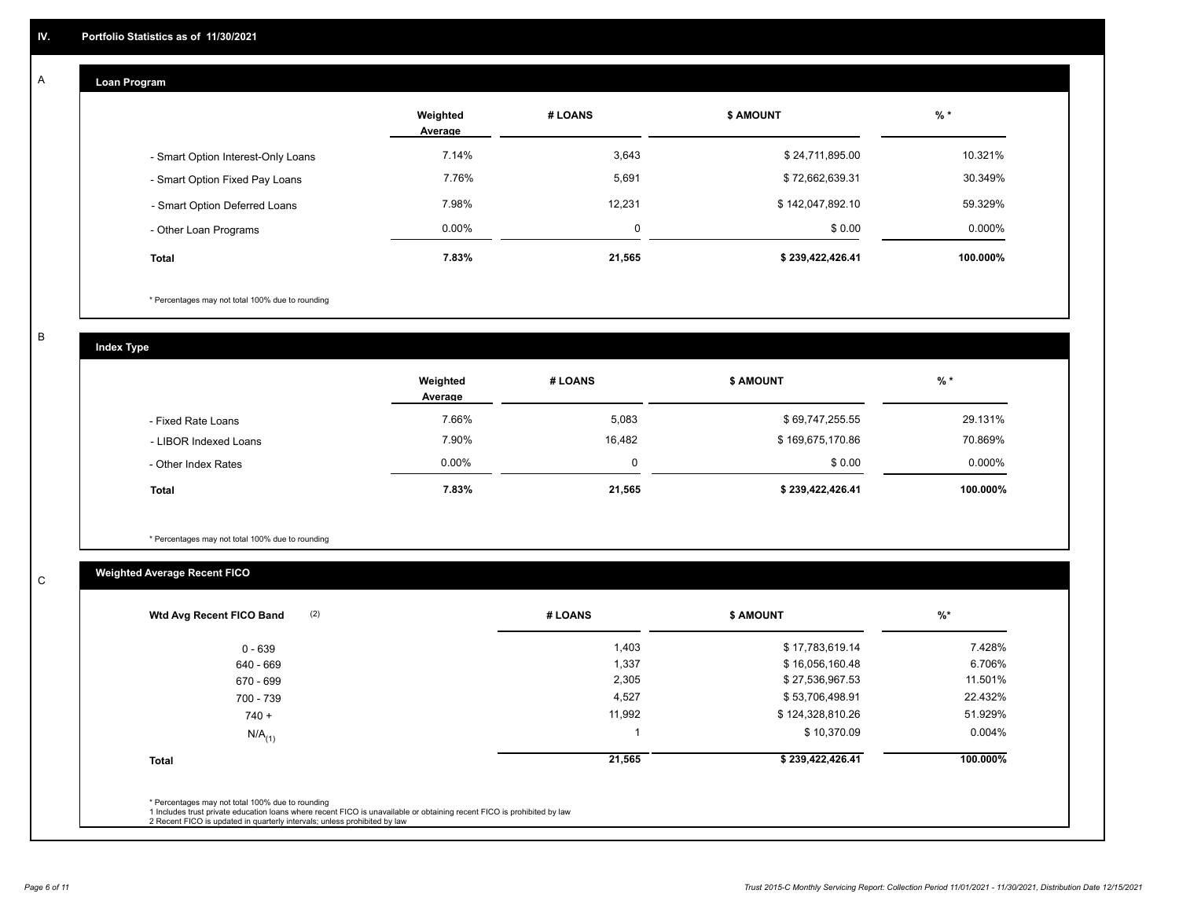## IV. Portfolio Statistics as of 11/30/2021

### A Loan Program

| | Weighted Average | # LOANS | $ AMOUNT | % * |
|---|---|---|---|---|
| - Smart Option Interest-Only Loans | 7.14% | 3,643 | $ 24,711,895.00 | 10.321% |
| - Smart Option Fixed Pay Loans | 7.76% | 5,691 | $ 72,662,639.31 | 30.349% |
| - Smart Option Deferred Loans | 7.98% | 12,231 | $ 142,047,892.10 | 59.329% |
| - Other Loan Programs | 0.00% | 0 | $ 0.00 | 0.000% |
| **Total** | **7.83%** | **21,565** | **$ 239,422,426.41** | **100.000%** |

* Percentages may not total 100% due to rounding

### B Index Type

| | Weighted Average | # LOANS | $ AMOUNT | % * |
|---|---|---|---|---|
| - Fixed Rate Loans | 7.66% | 5,083 | $ 69,747,255.55 | 29.131% |
| - LIBOR Indexed Loans | 7.90% | 16,482 | $ 169,675,170.86 | 70.869% |
| - Other Index Rates | 0.00% | 0 | $ 0.00 | 0.000% |
| **Total** | **7.83%** | **21,565** | **$ 239,422,426.41** | **100.000%** |

* Percentages may not total 100% due to rounding

### C Weighted Average Recent FICO

| Wtd Avg Recent FICO Band (2) | # LOANS | $ AMOUNT | %* |
|---|---|---|---|
| 0 - 639 | 1,403 | $ 17,783,619.14 | 7.428% |
| 640 - 669 | 1,337 | $ 16,056,160.48 | 6.706% |
| 670 - 699 | 2,305 | $ 27,536,967.53 | 11.501% |
| 700 - 739 | 4,527 | $ 53,706,498.91 | 22.432% |
| 740 + | 11,992 | $ 124,328,810.26 | 51.929% |
| N/A(1) | 1 | $ 10,370.09 | 0.004% |
| **Total** | **21,565** | **$ 239,422,426.41** | **100.000%** |

* Percentages may not total 100% due to rounding
1 Includes trust private education loans where recent FICO is unavailable or obtaining recent FICO is prohibited by law
2 Recent FICO is updated in quarterly intervals; unless prohibited by law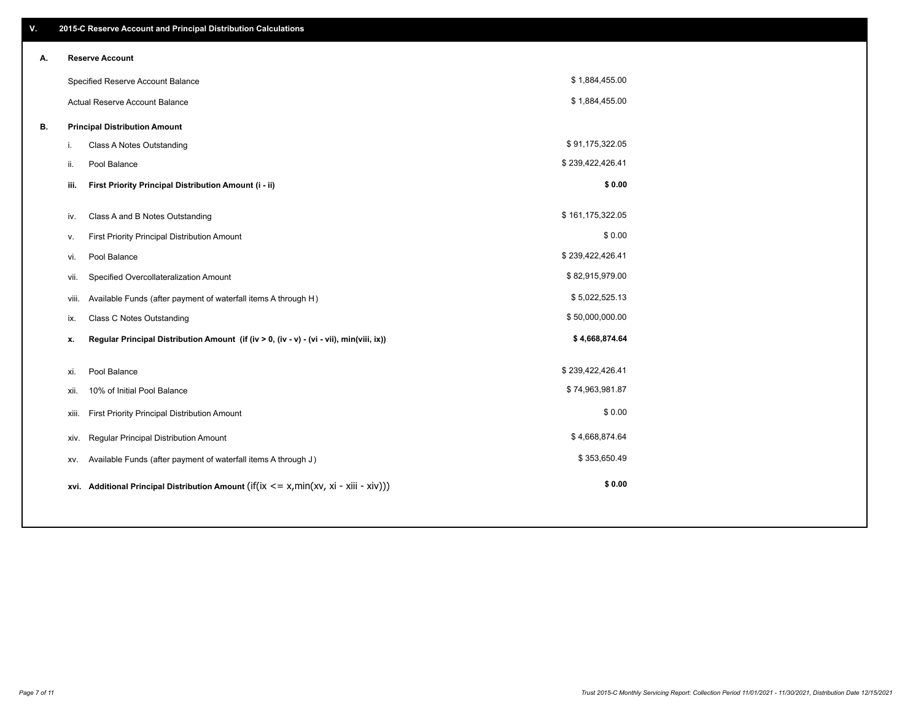## V. 2015-C Reserve Account and Principal Distribution Calculations

### A. Reserve Account

| | |
|---|---|
| Specified Reserve Account Balance | $ 1,884,455.00 |
| Actual Reserve Account Balance | $ 1,884,455.00 |

### B. Principal Distribution Amount

| | | |
|---|---|---|
| i. | Class A Notes Outstanding | $ 91,175,322.05 |
| ii. | Pool Balance | $ 239,422,426.41 |
| **iii.** | **First Priority Principal Distribution Amount (i - ii)** | **$ 0.00** |
| iv. | Class A and B Notes Outstanding | $ 161,175,322.05 |
| v. | First Priority Principal Distribution Amount | $ 0.00 |
| vi. | Pool Balance | $ 239,422,426.41 |
| vii. | Specified Overcollateralization Amount | $ 82,915,979.00 |
| viii. | Available Funds (after payment of waterfall items A through H) | $ 5,022,525.13 |
| ix. | Class C Notes Outstanding | $ 50,000,000.00 |
| **x.** | **Regular Principal Distribution Amount (if (iv > 0, (iv - v) - (vi - vii), min(viii, ix))** | **$ 4,668,874.64** |
| xi. | Pool Balance | $ 239,422,426.41 |
| xii. | 10% of Initial Pool Balance | $ 74,963,981.87 |
| xiii. | First Priority Principal Distribution Amount | $ 0.00 |
| xiv. | Regular Principal Distribution Amount | $ 4,668,874.64 |
| xv. | Available Funds (after payment of waterfall items A through J) | $ 353,650.49 |
| **xvi.** | **Additional Principal Distribution Amount** (if(ix <= x,min(xv, xi - xiii - xiv))) | **$ 0.00** |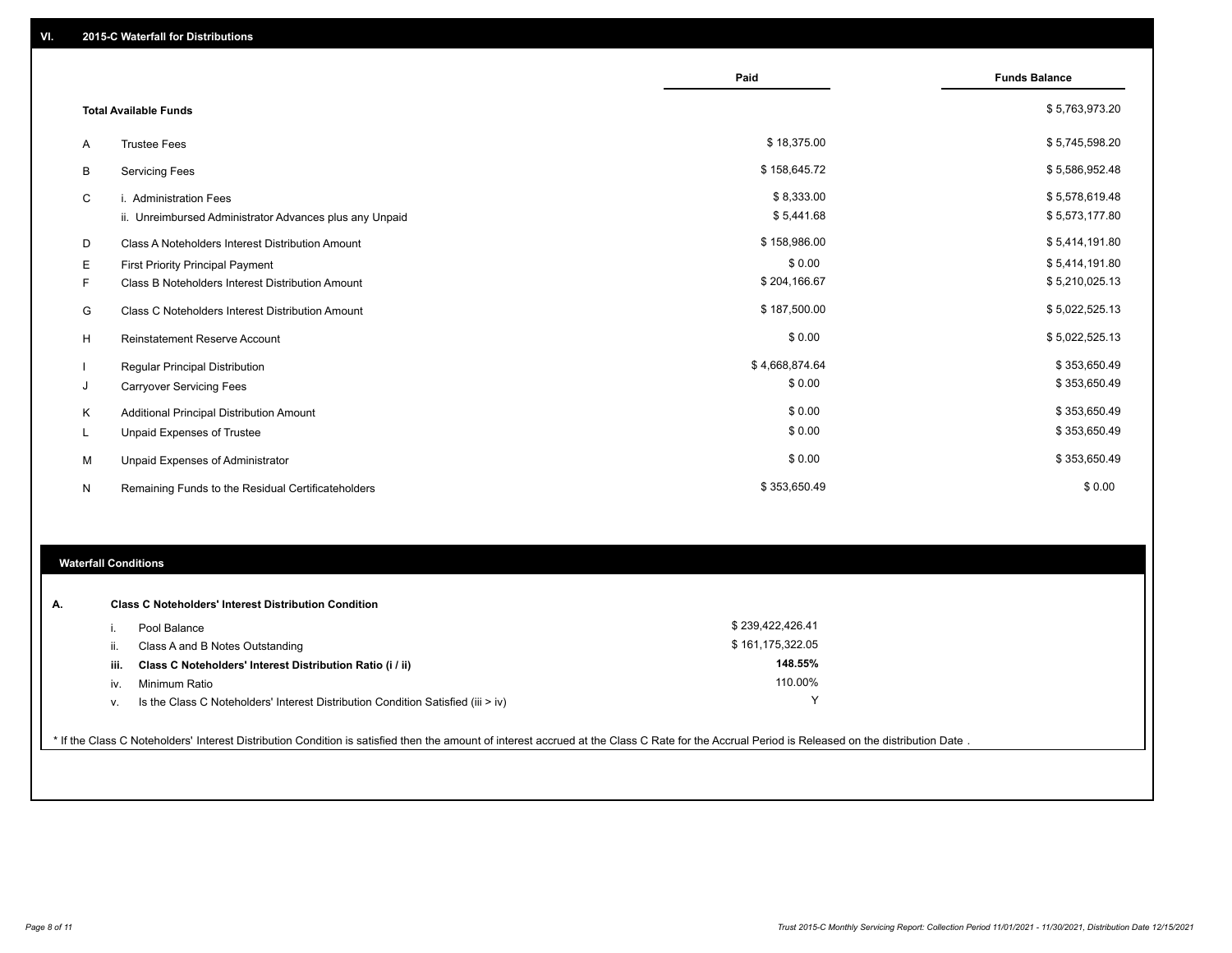## VI. 2015-C Waterfall for Distributions

| | | Paid | Funds Balance |
|---|---|---|---|
| | **Total Available Funds** | | $ 5,763,973.20 |
| A | Trustee Fees | $ 18,375.00 | $ 5,745,598.20 |
| B | Servicing Fees | $ 158,645.72 | $ 5,586,952.48 |
| C | i. Administration Fees | $ 8,333.00 | $ 5,578,619.48 |
| | ii. Unreimbursed Administrator Advances plus any Unpaid | $ 5,441.68 | $ 5,573,177.80 |
| D | Class A Noteholders Interest Distribution Amount | $ 158,986.00 | $ 5,414,191.80 |
| E | First Priority Principal Payment | $ 0.00 | $ 5,414,191.80 |
| F | Class B Noteholders Interest Distribution Amount | $ 204,166.67 | $ 5,210,025.13 |
| G | Class C Noteholders Interest Distribution Amount | $ 187,500.00 | $ 5,022,525.13 |
| H | Reinstatement Reserve Account | $ 0.00 | $ 5,022,525.13 |
| I | Regular Principal Distribution | $ 4,668,874.64 | $ 353,650.49 |
| J | Carryover Servicing Fees | $ 0.00 | $ 353,650.49 |
| K | Additional Principal Distribution Amount | $ 0.00 | $ 353,650.49 |
| L | Unpaid Expenses of Trustee | $ 0.00 | $ 353,650.49 |
| M | Unpaid Expenses of Administrator | $ 0.00 | $ 353,650.49 |
| N | Remaining Funds to the Residual Certificateholders | $ 353,650.49 | $ 0.00 |

### Waterfall Conditions

| | | |
|---|---|---|
| **A.** | **Class C Noteholders' Interest Distribution Condition** | |
| i. | Pool Balance | $ 239,422,426.41 |
| ii. | Class A and B Notes Outstanding | $ 161,175,322.05 |
| **iii.** | **Class C Noteholders' Interest Distribution Ratio (i / ii)** | **148.55%** |
| iv. | Minimum Ratio | 110.00% |
| v. | Is the Class C Noteholders' Interest Distribution Condition Satisfied (iii > iv) | Y |

* If the Class C Noteholders' Interest Distribution Condition is satisfied then the amount of interest accrued at the Class C Rate for the Accrual Period is Released on the distribution Date .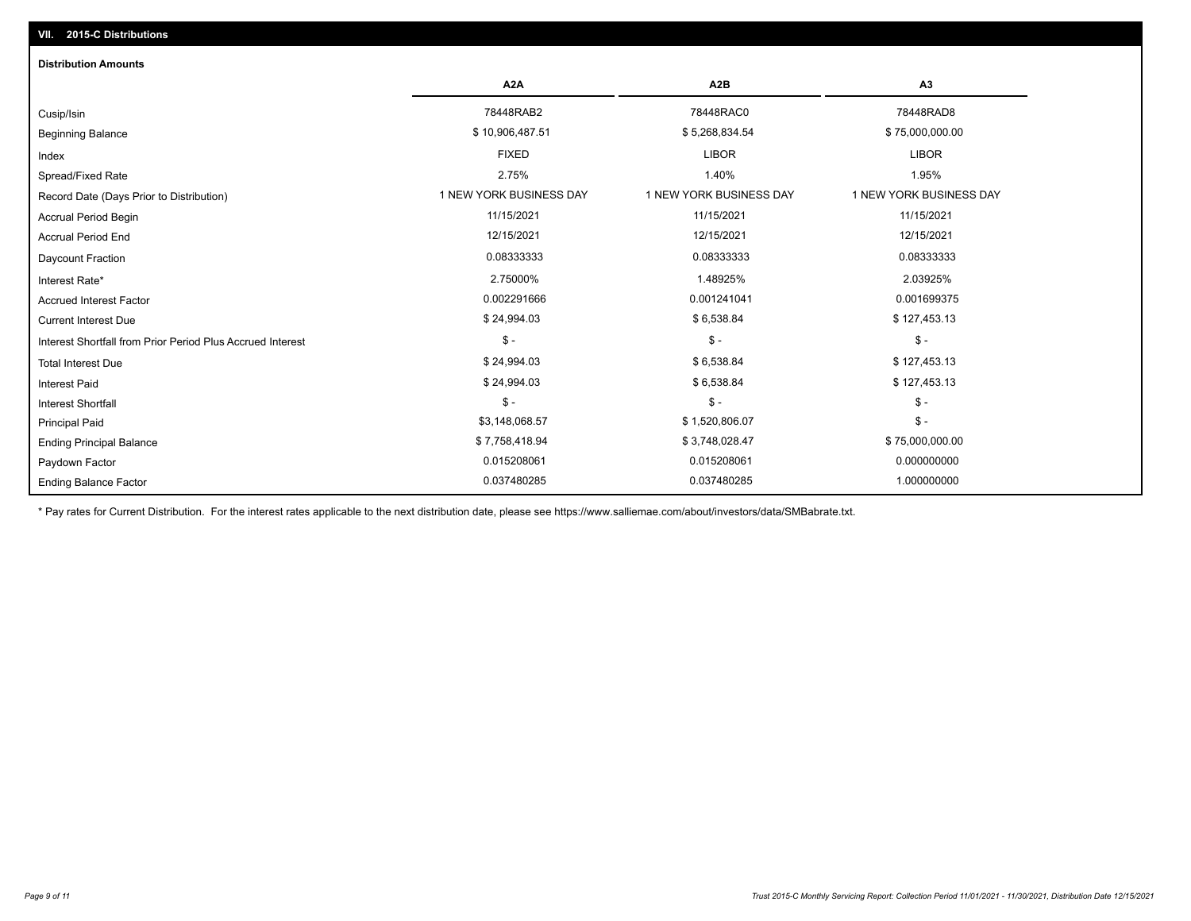## VII. 2015-C Distributions

### Distribution Amounts

| | A2A | A2B | A3 |
|---|---|---|---|
| Cusip/Isin | 78448RAB2 | 78448RAC0 | 78448RAD8 |
| Beginning Balance | $ 10,906,487.51 | $ 5,268,834.54 | $ 75,000,000.00 |
| Index | FIXED | LIBOR | LIBOR |
| Spread/Fixed Rate | 2.75% | 1.40% | 1.95% |
| Record Date (Days Prior to Distribution) | 1 NEW YORK BUSINESS DAY | 1 NEW YORK BUSINESS DAY | 1 NEW YORK BUSINESS DAY |
| Accrual Period Begin | 11/15/2021 | 11/15/2021 | 11/15/2021 |
| Accrual Period End | 12/15/2021 | 12/15/2021 | 12/15/2021 |
| Daycount Fraction | 0.08333333 | 0.08333333 | 0.08333333 |
| Interest Rate* | 2.75000% | 1.48925% | 2.03925% |
| Accrued Interest Factor | 0.002291666 | 0.001241041 | 0.001699375 |
| Current Interest Due | $ 24,994.03 | $ 6,538.84 | $ 127,453.13 |
| Interest Shortfall from Prior Period Plus Accrued Interest | $ - | $ - | $ - |
| Total Interest Due | $ 24,994.03 | $ 6,538.84 | $ 127,453.13 |
| Interest Paid | $ 24,994.03 | $ 6,538.84 | $ 127,453.13 |
| Interest Shortfall | $ - | $ - | $ - |
| Principal Paid | $3,148,068.57 | $ 1,520,806.07 | $ - |
| Ending Principal Balance | $ 7,758,418.94 | $ 3,748,028.47 | $ 75,000,000.00 |
| Paydown Factor | 0.015208061 | 0.015208061 | 0.000000000 |
| Ending Balance Factor | 0.037480285 | 0.037480285 | 1.000000000 |

\* Pay rates for Current Distribution. For the interest rates applicable to the next distribution date, please see https://www.salliemae.com/about/investors/data/SMBabrate.txt.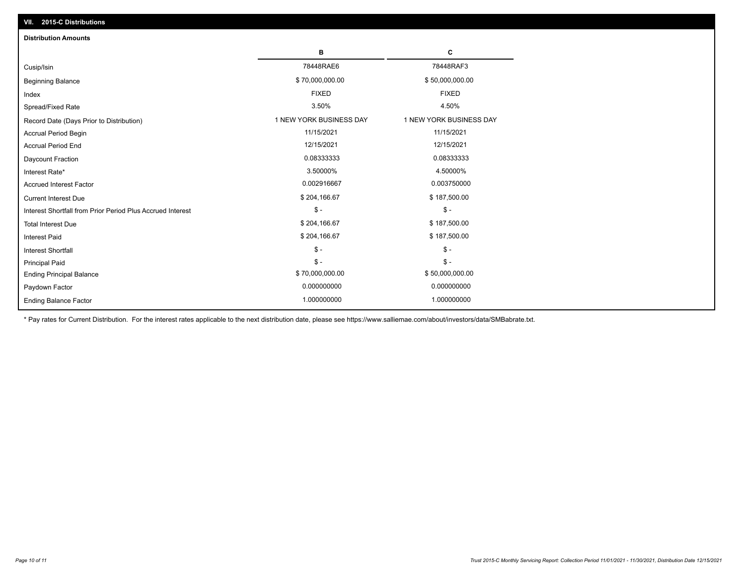## VII. 2015-C Distributions

### Distribution Amounts

| | B | C |
|---|---|---|
| Cusip/Isin | 78448RAE6 | 78448RAF3 |
| Beginning Balance | $ 70,000,000.00 | $ 50,000,000.00 |
| Index | FIXED | FIXED |
| Spread/Fixed Rate | 3.50% | 4.50% |
| Record Date (Days Prior to Distribution) | 1 NEW YORK BUSINESS DAY | 1 NEW YORK BUSINESS DAY |
| Accrual Period Begin | 11/15/2021 | 11/15/2021 |
| Accrual Period End | 12/15/2021 | 12/15/2021 |
| Daycount Fraction | 0.08333333 | 0.08333333 |
| Interest Rate* | 3.50000% | 4.50000% |
| Accrued Interest Factor | 0.002916667 | 0.003750000 |
| Current Interest Due | $ 204,166.67 | $ 187,500.00 |
| Interest Shortfall from Prior Period Plus Accrued Interest | $ - | $ - |
| Total Interest Due | $ 204,166.67 | $ 187,500.00 |
| Interest Paid | $ 204,166.67 | $ 187,500.00 |
| Interest Shortfall | $ - | $ - |
| Principal Paid | $ - | $ - |
| Ending Principal Balance | $ 70,000,000.00 | $ 50,000,000.00 |
| Paydown Factor | 0.000000000 | 0.000000000 |
| Ending Balance Factor | 1.000000000 | 1.000000000 |

* Pay rates for Current Distribution. For the interest rates applicable to the next distribution date, please see https://www.salliemae.com/about/investors/data/SMBabrate.txt.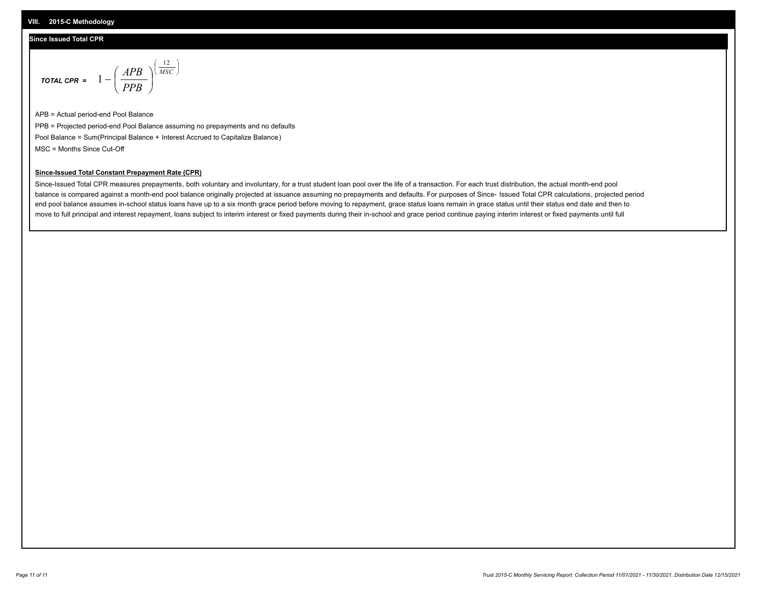## VIII. 2015-C Methodology

### Since Issued Total CPR

$$\textit{TOTAL CPR} = 1 - \left( \frac{APB}{PPB} \right)^{\left( \frac{12}{MSC} \right)}$$

APB = Actual period-end Pool Balance

PPB = Projected period-end Pool Balance assuming no prepayments and no defaults

Pool Balance = Sum(Principal Balance + Interest Accrued to Capitalize Balance)

MSC = Months Since Cut-Off

**Since-Issued Total Constant Prepayment Rate (CPR)**

Since-Issued Total CPR measures prepayments, both voluntary and involuntary, for a trust student loan pool over the life of a transaction. For each trust distribution, the actual month-end pool balance is compared against a month-end pool balance originally projected at issuance assuming no prepayments and defaults. For purposes of Since- Issued Total CPR calculations, projected period end pool balance assumes in-school status loans have up to a six month grace period before moving to repayment, grace status loans remain in grace status until their status end date and then to move to full principal and interest repayment, loans subject to interim interest or fixed payments during their in-school and grace period continue paying interim interest or fixed payments until full